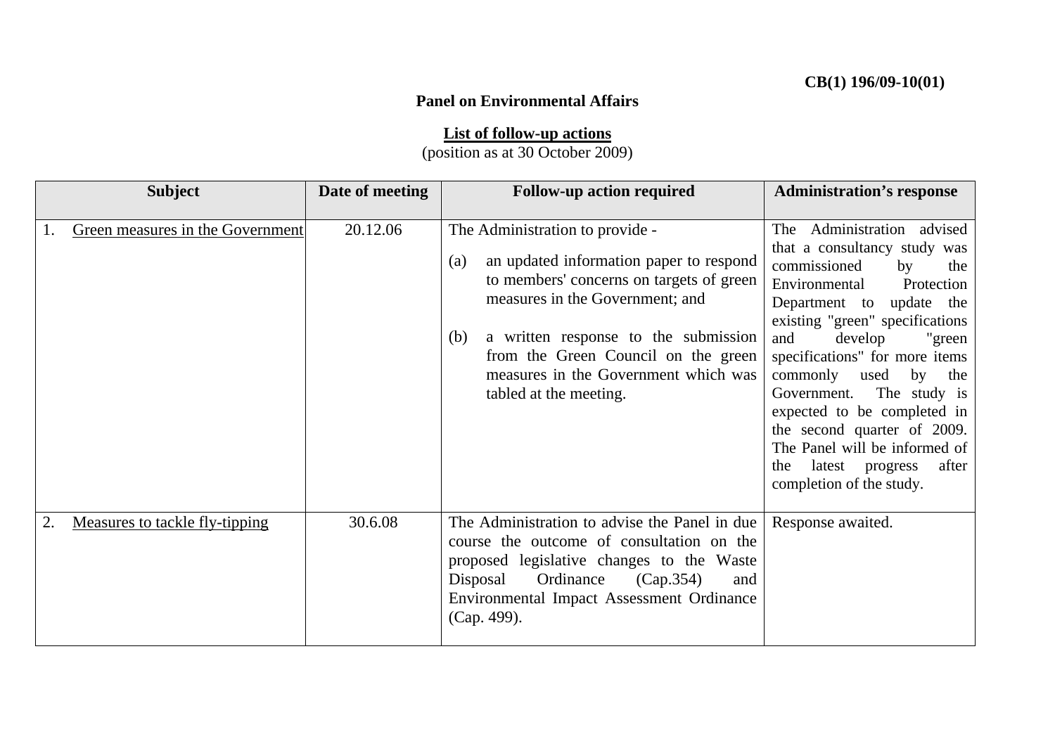CB(1) 196/09-10(01)

**Panel on Environmental Affairs**

**List of follow-up actions**
(position as at 30 October 2009)

| Subject | Date of meeting | Follow-up action required | Administration's response |
|---|---|---|---|
| 1. Green measures in the Government | 20.12.06 | The Administration to provide - (a) an updated information paper to respond to members' concerns on targets of green measures in the Government; and (b) a written response to the submission from the Green Council on the green measures in the Government which was tabled at the meeting. | The Administration advised that a consultancy study was commissioned by the Environmental Protection Department to update the existing "green" specifications and develop "green specifications" for more items commonly used by the Government. The study is expected to be completed in the second quarter of 2009. The Panel will be informed of the latest progress after completion of the study. |
| 2. Measures to tackle fly-tipping | 30.6.08 | The Administration to advise the Panel in due course the outcome of consultation on the proposed legislative changes to the Waste Disposal Ordinance (Cap.354) and Environmental Impact Assessment Ordinance (Cap. 499). | Response awaited. |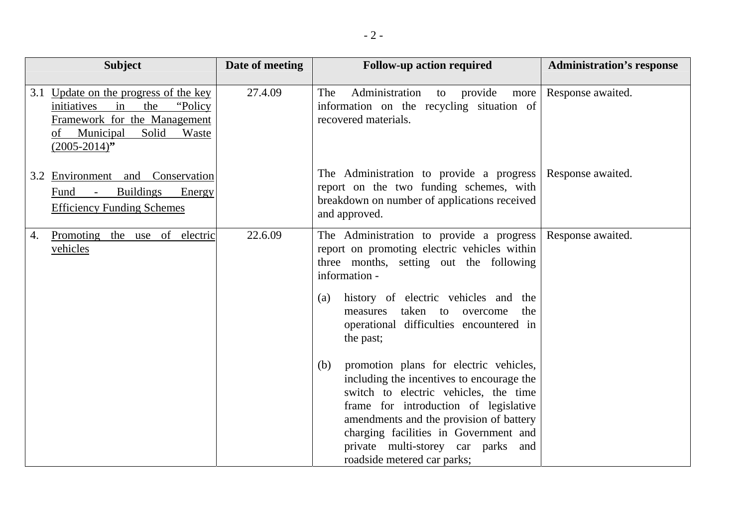| Subject | Date of meeting | Follow-up action required | Administration's response |
|---|---|---|---|
| 3.1 Update on the progress of the key initiatives in the "Policy Framework for the Management of Municipal Solid Waste (2005-2014)" | 27.4.09 | The Administration to provide more information on the recycling situation of recovered materials. | Response awaited. |
| 3.2 Environment and Conservation Fund - Buildings Energy Efficiency Funding Schemes | | The Administration to provide a progress report on the two funding schemes, with breakdown on number of applications received and approved. | Response awaited. |
| 4. Promoting the use of electric vehicles | 22.6.09 | The Administration to provide a progress report on promoting electric vehicles within three months, setting out the following information - <br><br>(a) history of electric vehicles and the measures taken to overcome the operational difficulties encountered in the past; <br><br>(b) promotion plans for electric vehicles, including the incentives to encourage the switch to electric vehicles, the time frame for introduction of legislative amendments and the provision of battery charging facilities in Government and private multi-storey car parks and roadside metered car parks; | Response awaited. |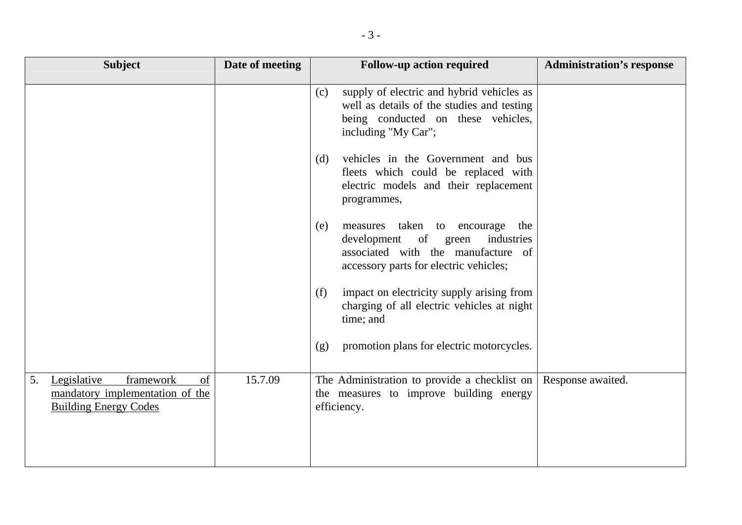| Subject | Date of meeting | Follow-up action required | Administration's response |
|---|---|---|---|
| | | (c) supply of electric and hybrid vehicles as well as details of the studies and testing being conducted on these vehicles, including "My Car";<br><br>(d) vehicles in the Government and bus fleets which could be replaced with electric models and their replacement programmes,<br><br>(e) measures taken to encourage the development of green industries associated with the manufacture of accessory parts for electric vehicles;<br><br>(f) impact on electricity supply arising from charging of all electric vehicles at night time; and<br><br>(g) promotion plans for electric motorcycles. | |
| 5. <u>Legislative framework of mandatory implementation of the Building Energy Codes</u> | 15.7.09 | The Administration to provide a checklist on the measures to improve building energy efficiency. | Response awaited. |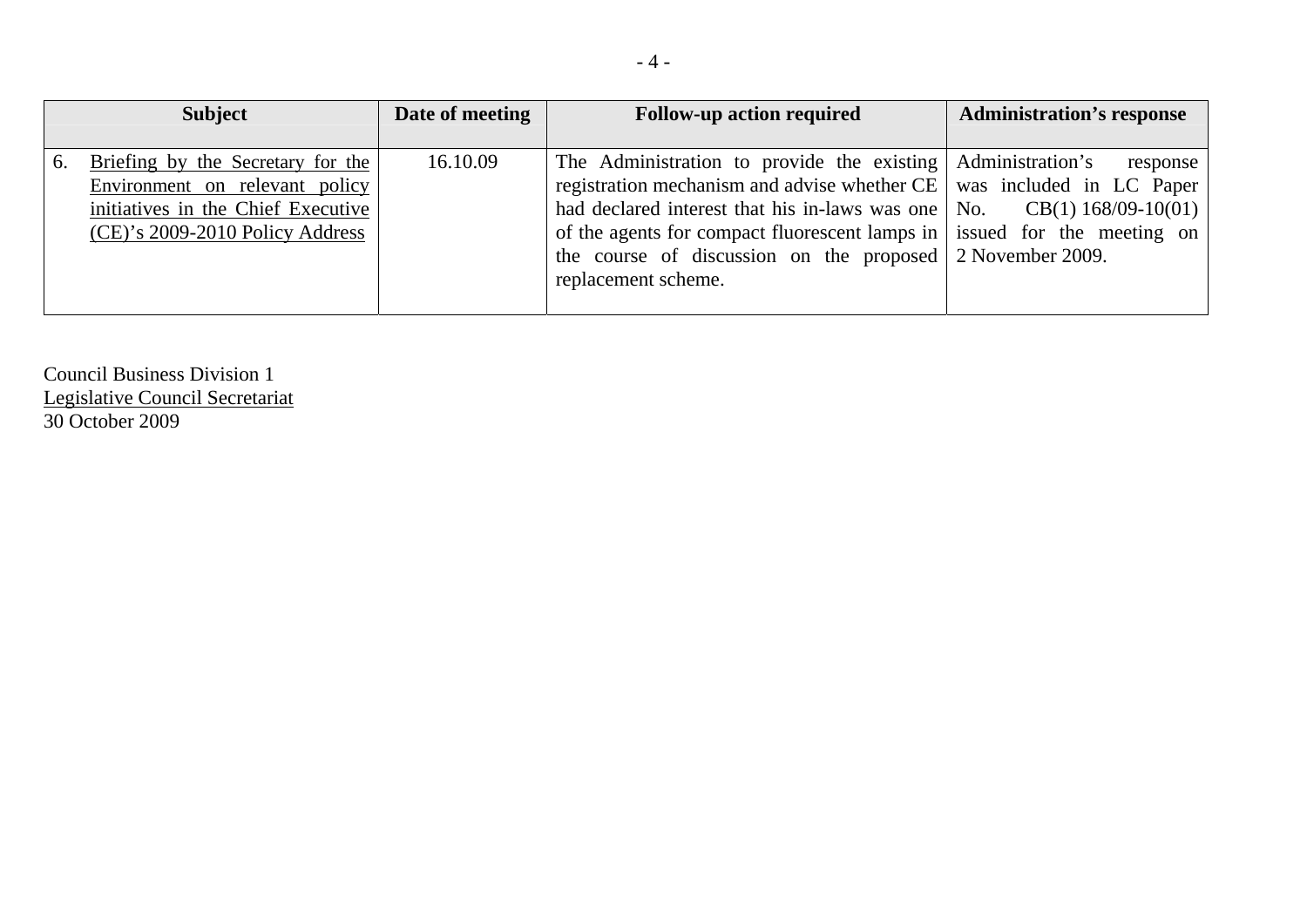| Subject | Date of meeting | Follow-up action required | Administration's response |
|---|---|---|---|
| 6. Briefing by the Secretary for the Environment on relevant policy initiatives in the Chief Executive (CE)'s 2009-2010 Policy Address | 16.10.09 | The Administration to provide the existing registration mechanism and advise whether CE had declared interest that his in-laws was one of the agents for compact fluorescent lamps in the course of discussion on the proposed replacement scheme. | Administration's response was included in LC Paper No. CB(1) 168/09-10(01) issued for the meeting on 2 November 2009. |

Council Business Division 1
Legislative Council Secretariat
30 October 2009